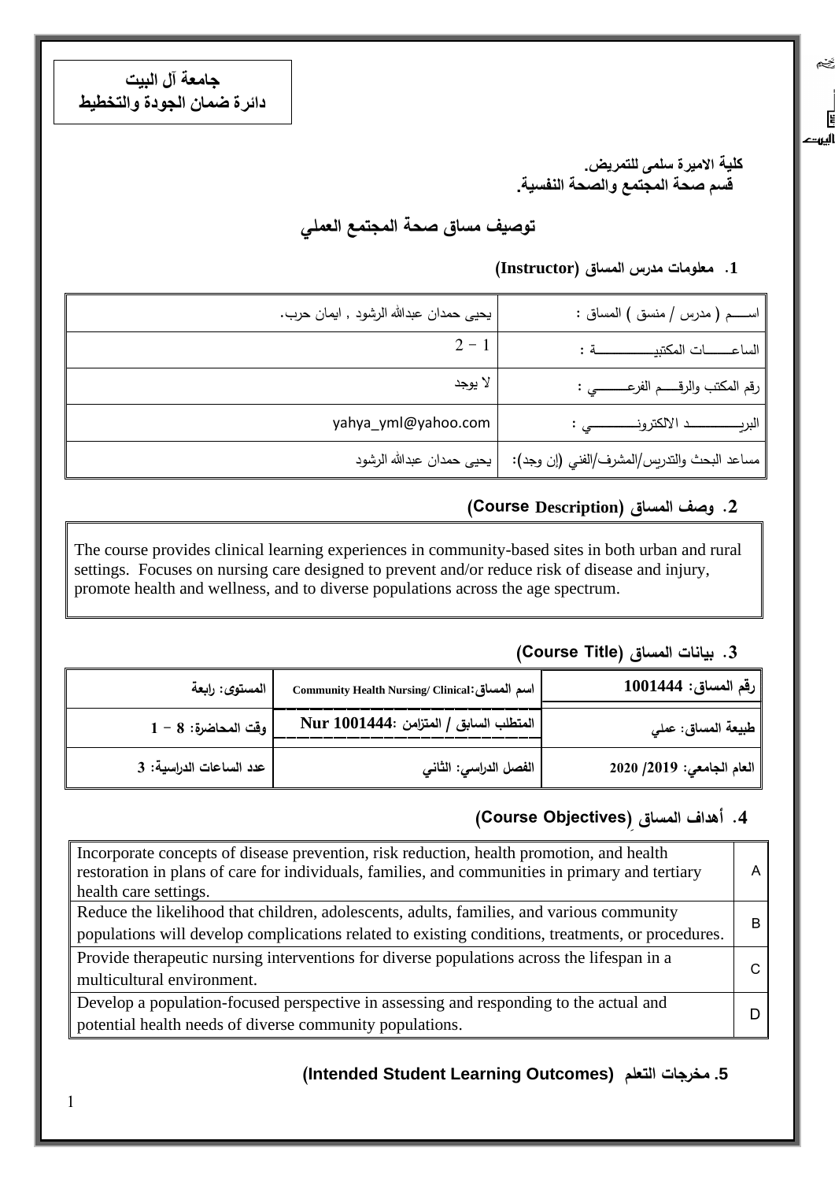**جامعة آل البيت**
**دائرة ضمان الجودة والتخطيط**

**كلية الاميرة سلمى للتمريض.**
**قسم صحة المجتمع والصحة النفسية.**

## توصيف مساق صحة المجتمع العملي

### 1. معلومات مدرس المساق (Instructor)

| | |
|---|---|
| اســـــم ( مدرس / منسق ) المساق : | يحيى حمدان عبدالله الرشود , ايمان حرب. |
| الساعـــــات المكتبيـــــــــــة : | 2 - 1 |
| رقم المكتب والرقـــم الفرعـــــي : | لا يوجد |
| البريـــــــــــد الالكترونـــــــــي : | yahya_yml@yahoo.com |
| مساعد البحث والتدريس/المشرف/الفني (إن وجد): | يحيى حمدان عبدالله الرشود |

### 2. وصف المساق (Course Description)

The course provides clinical learning experiences in community-based sites in both urban and rural settings. Focuses on nursing care designed to prevent and/or reduce risk of disease and injury, promote health and wellness, and to diverse populations across the age spectrum.

### 3. بيانات المساق (Course Title)

| | | |
|---|---|---|
| **رقم المساق: 1001444** | **اسم المساق: Community Health Nursing/ Clinical** | **المستوى: رابعة** |
| **طبيعة المساق: عملي** | **المتطلب السابق / المتزامن :Nur 1001444** | **وقت المحاضرة: 8 - 1** |
| **العام الجامعي: 2019/ 2020** | **الفصل الدراسي: الثاني** | **عدد الساعات الدراسية: 3** |

### 4. أهداف المساق (Course Objectives)

| | |
|---|---|
| A | Incorporate concepts of disease prevention, risk reduction, health promotion, and health restoration in plans of care for individuals, families, and communities in primary and tertiary health care settings. |
| B | Reduce the likelihood that children, adolescents, adults, families, and various community populations will develop complications related to existing conditions, treatments, or procedures. |
| C | Provide therapeutic nursing interventions for diverse populations across the lifespan in a multicultural environment. |
| D | Develop a population-focused perspective in assessing and responding to the actual and potential health needs of diverse community populations. |

### 5. مخرجات التعلم (Intended Student Learning Outcomes)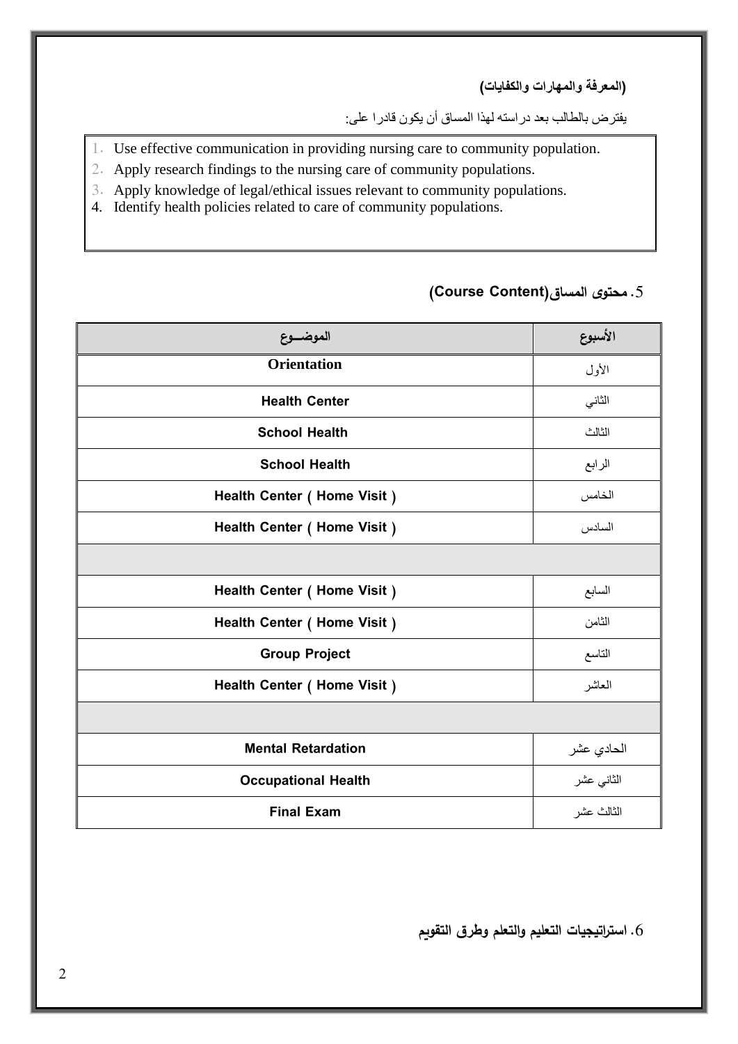**(المعرفة والمهارات والكفايات)**

يفترض بالطالب بعد دراسته لهذا المساق أن يكون قادرا على:

1. Use effective communication in providing nursing care to community population.
2. Apply research findings to the nursing care of community populations.
3. Apply knowledge of legal/ethical issues relevant to community populations.
4. Identify health policies related to care of community populations.

## 5. محتوى المساق(Course Content)

| الأسبوع | الموضـــوع |
|---|---|
| الأول | **Orientation** |
| الثاني | **Health Center** |
| الثالث | **School Health** |
| الرابع | **School Health** |
| الخامس | **Health Center ( Home Visit )** |
| السادس | **Health Center ( Home Visit )** |
| | |
| السابع | **Health Center ( Home Visit )** |
| الثامن | **Health Center ( Home Visit )** |
| التاسع | **Group Project** |
| العاشر | **Health Center ( Home Visit )** |
| | |
| الحادي عشر | **Mental Retardation** |
| الثاني عشر | **Occupational Health** |
| الثالث عشر | **Final Exam** |

## 6. استراتيجيات التعليم والتعلم وطرق التقويم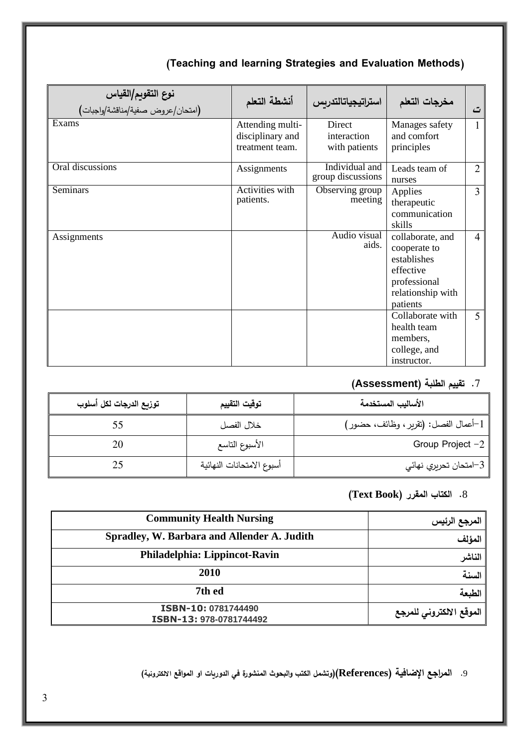## (Teaching and learning Strategies and Evaluation Methods)

| نوع التقويم/القياس (امتحان/عروض صفية/مناقشة/واجبات) | أنشطة التعلم | استراتيجياتالتدريس | مخرجات التعلم | ت |
|---|---|---|---|---|
| Exams | Attending multi-disciplinary and treatment team. | Direct interaction with patients | Manages safety and comfort principles | 1 |
| Oral discussions | Assignments | Individual and group discussions | Leads team of nurses | 2 |
| Seminars | Activities with patients. | Observing group meeting | Applies therapeutic communication skills | 3 |
| Assignments | | Audio visual aids. | collaborate, and cooperate to establishes effective professional relationship with patients | 4 |
| | | | Collaborate with health team members, college, and instructor. | 5 |

### 7. تقييم الطلبة (Assessment)

| توزيع الدرجات لكل أسلوب | توقيت التقييم | الأساليب المستخدمة |
|---|---|---|
| 55 | خلال الفصل | 1-أعمال الفصل: (تقرير، وظائف، حضور) |
| 20 | الأسبوع التاسع | 2- Group Project |
| 25 | أسبوع الامتحانات النهائية | 3-امتحان تحريري نهائي |

### 8. الكتاب المقرر (Text Book)

| | |
|---|---|
| **Community Health Nursing** | المرجع الرئيس |
| **Spradley, W. Barbara and Allender A. Judith** | المؤلف |
| **Philadelphia: Lippincot-Ravin** | الناشر |
| **2010** | السنة |
| **7th ed** | الطبعة |
| **ISBN-10: 0781744490** **ISBN-13: 978-0781744492** | الموقع الالكتروني للمرجع |

### 9. المراجع الإضافية (References)(وتشمل الكتب والبحوث المنشورة في الدوريات او المواقع الالكترونية)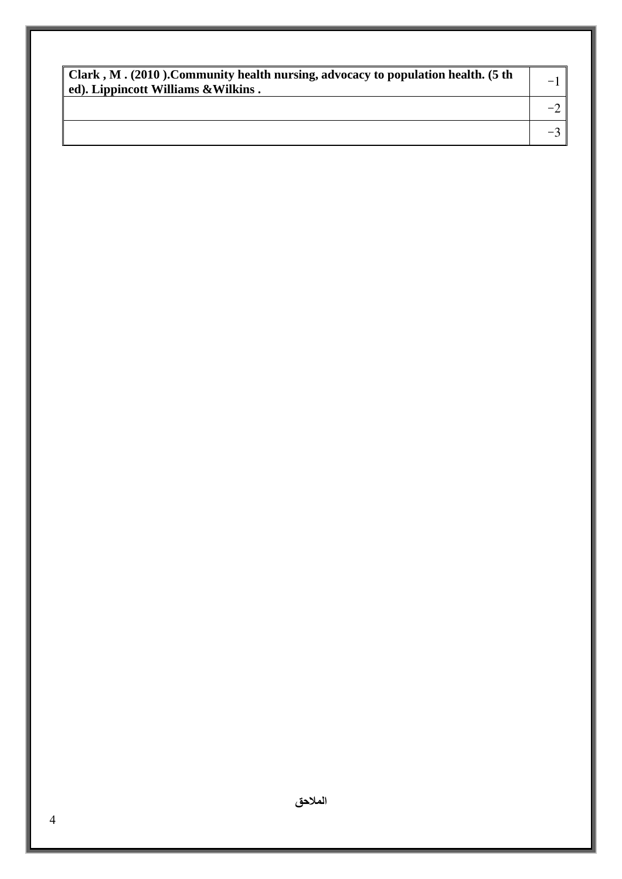| | |
|---|---|
| **Clark , M . (2010 ).Community health nursing, advocacy to population health. (5 th ed). Lippincott Williams &Wilkins .** | 1- |
| | 2- |
| | 3- |

**الملاحق**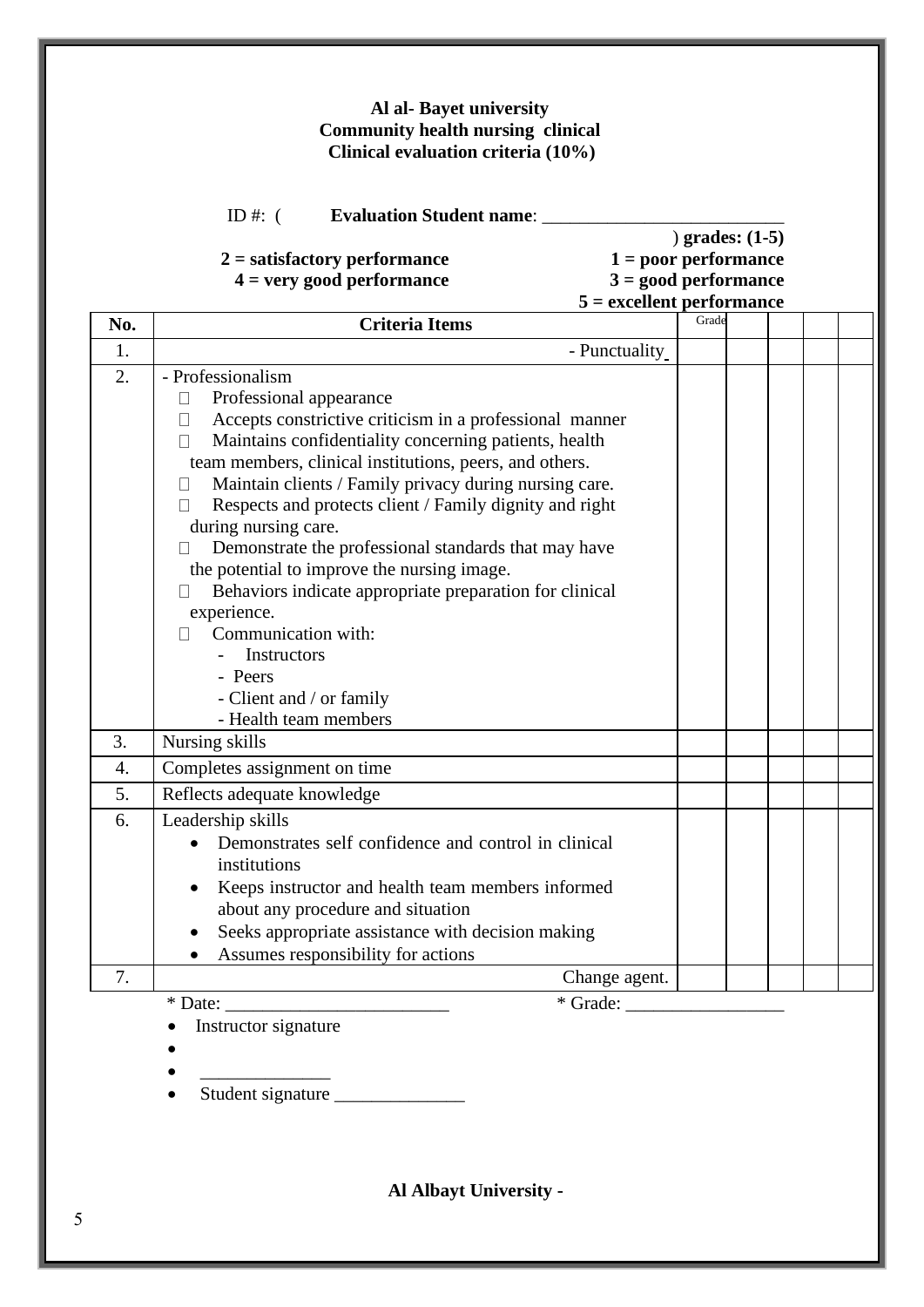**Al al- Bayet university**
**Community health nursing clinical**
**Clinical evaluation criteria (10%)**

ID #: ( **Evaluation Student name**: ___________________________
) **grades: (1-5)**

**2 = satisfactory performance** **1 = poor performance**
**4 = very good performance** **3 = good performance**
**5 = excellent performance**

| No. | Criteria Items | Grade | | | | |
|---|---|---|---|---|---|---|
| 1. | - Punctuality | | | | | |
| 2. | - Professionalism<br>- Professional appearance<br>- Accepts constrictive criticism in a professional manner<br>- Maintains confidentiality concerning patients, health team members, clinical institutions, peers, and others.<br>- Maintain clients / Family privacy during nursing care.<br>- Respects and protects client / Family dignity and right during nursing care.<br>- Demonstrate the professional standards that may have the potential to improve the nursing image.<br>- Behaviors indicate appropriate preparation for clinical experience.<br>- Communication with:<br>&nbsp;&nbsp;- Instructors<br>&nbsp;&nbsp;- Peers<br>&nbsp;&nbsp;- Client and / or family<br>&nbsp;&nbsp;- Health team members | | | | | |
| 3. | Nursing skills | | | | | |
| 4. | Completes assignment on time | | | | | |
| 5. | Reflects adequate knowledge | | | | | |
| 6. | Leadership skills<br>- Demonstrates self confidence and control in clinical institutions<br>- Keeps instructor and health team members informed about any procedure and situation<br>- Seeks appropriate assistance with decision making<br>- Assumes responsibility for actions | | | | | |
| 7. | Change agent. | | | | | |

\* Date: ________________________ \* Grade: _________________

- Instructor signature
- 
- ______________
- Student signature ______________

**Al Albayt University -**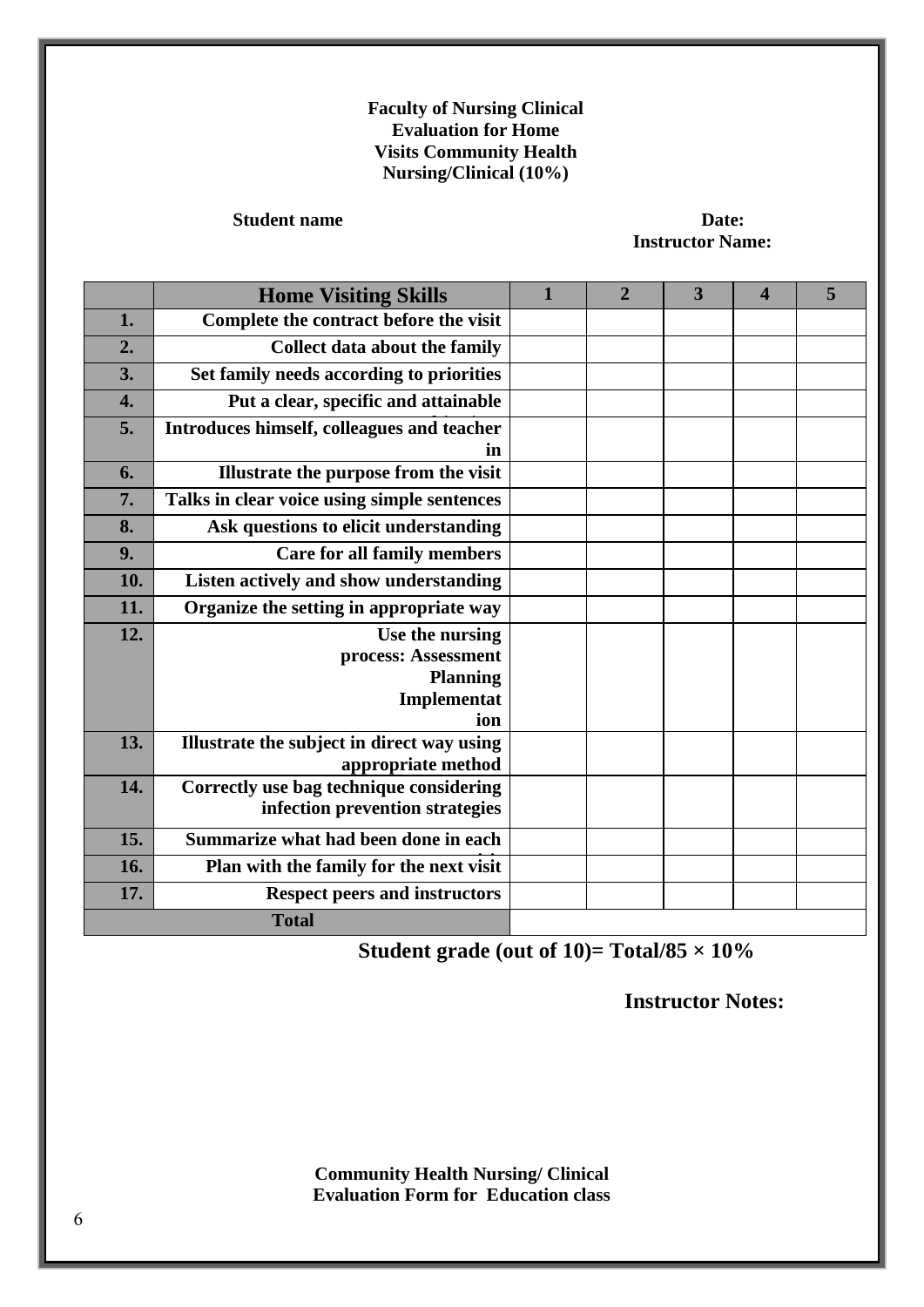**Faculty of Nursing Clinical Evaluation for Home Visits Community Health Nursing/Clinical (10%)**

**Student name** **Date:**

**Instructor Name:**

| | Home Visiting Skills | 1 | 2 | 3 | 4 | 5 |
|---|---|---|---|---|---|---|
| 1. | Complete the contract before the visit | | | | | |
| 2. | Collect data about the family | | | | | |
| 3. | Set family needs according to priorities | | | | | |
| 4. | Put a clear, specific and attainable | | | | | |
| 5. | Introduces himself, colleagues and teacher in | | | | | |
| 6. | Illustrate the purpose from the visit | | | | | |
| 7. | Talks in clear voice using simple sentences | | | | | |
| 8. | Ask questions to elicit understanding | | | | | |
| 9. | Care for all family members | | | | | |
| 10. | Listen actively and show understanding | | | | | |
| 11. | Organize the setting in appropriate way | | | | | |
| 12. | Use the nursing process: Assessment Planning Implementation | | | | | |
| 13. | Illustrate the subject in direct way using appropriate method | | | | | |
| 14. | Correctly use bag technique considering infection prevention strategies | | | | | |
| 15. | Summarize what had been done in each | | | | | |
| 16. | Plan with the family for the next visit | | | | | |
| 17. | Respect peers and instructors | | | | | |
| Total | | | | | | |

**Student grade (out of 10)= Total/85 × 10%**

**Instructor Notes:**

**Community Health Nursing/ Clinical Evaluation Form for Education class**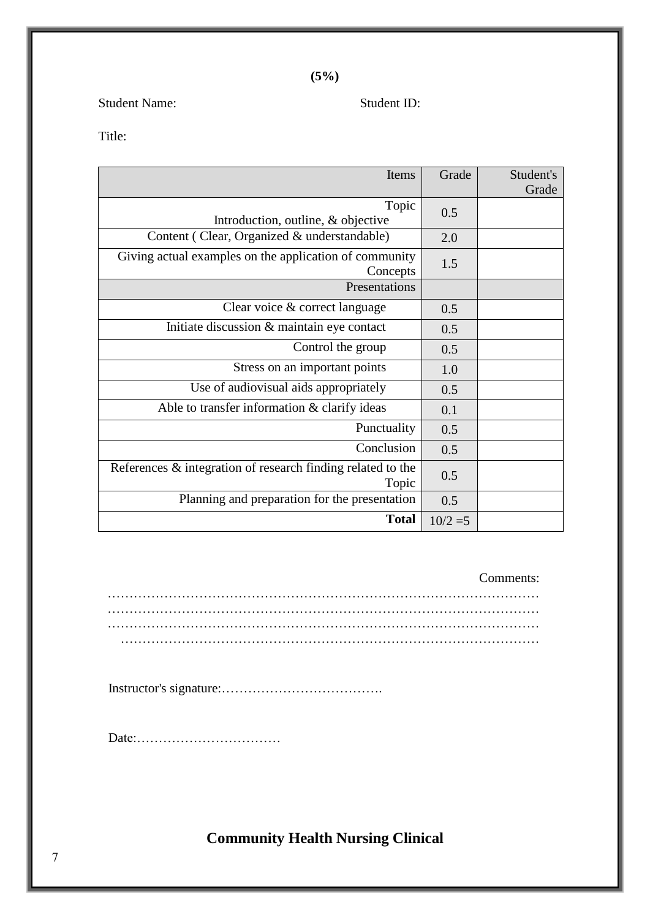**(5%)**

Student Name: Student ID:

Title:

| Items | Grade | Student's Grade |
|---|---|---|
| Topic<br>Introduction, outline, & objective | 0.5 | |
| Content ( Clear, Organized & understandable) | 2.0 | |
| Giving actual examples on the application of community Concepts | 1.5 | |
| Presentations | | |
| Clear voice & correct language | 0.5 | |
| Initiate discussion & maintain eye contact | 0.5 | |
| Control the group | 0.5 | |
| Stress on an important points | 1.0 | |
| Use of audiovisual aids appropriately | 0.5 | |
| Able to transfer information & clarify ideas | 0.1 | |
| Punctuality | 0.5 | |
| Conclusion | 0.5 | |
| References & integration of research finding related to the Topic | 0.5 | |
| Planning and preparation for the presentation | 0.5 | |
| **Total** | 10/2 =5 | |

Comments:
…………………………………………………………………………………………
…………………………………………………………………………………………
…………………………………………………………………………………………
…………………………………………………………………………………………

Instructor's signature:……………………………….

Date:……………………………

**Community Health Nursing Clinical**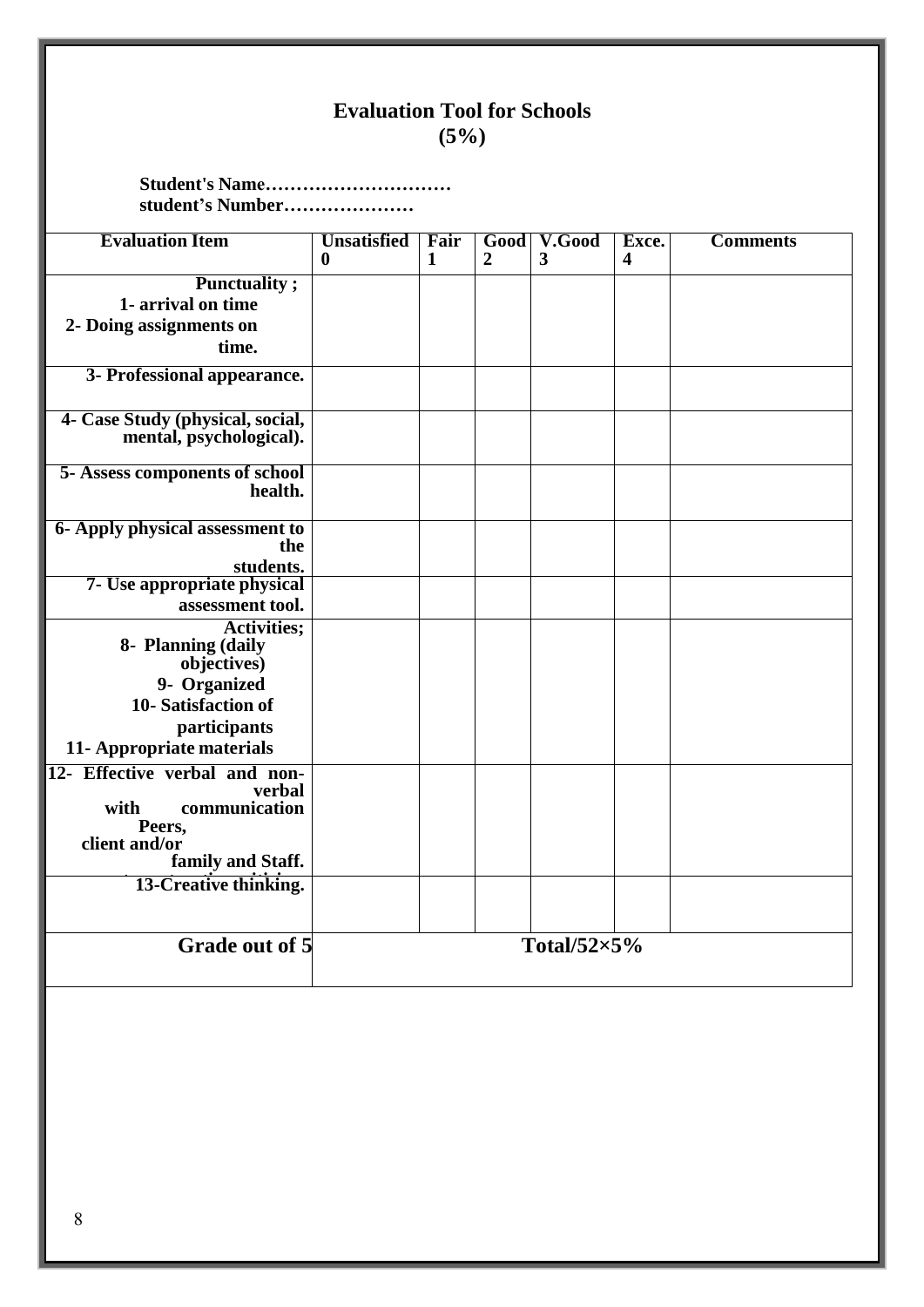# Evaluation Tool for Schools
## (5%)

**Student's Name…………………………**
**student's Number…………………**

| Evaluation Item | Unsatisfied 0 | Fair 1 | Good 2 | V.Good 3 | Exce. 4 | Comments |
|---|---|---|---|---|---|---|
| **Punctuality ;**<br>**1- arrival on time**<br>**2- Doing assignments on time.** | | | | | | |
| **3- Professional appearance.** | | | | | | |
| **4- Case Study (physical, social, mental, psychological).** | | | | | | |
| **5- Assess components of school health.** | | | | | | |
| **6- Apply physical assessment to the students.** | | | | | | |
| **7- Use appropriate physical assessment tool.** | | | | | | |
| **Activities;**<br>**8- Planning (daily objectives)**<br>**9- Organized**<br>**10- Satisfaction of participants**<br>**11- Appropriate materials** | | | | | | |
| **12- Effective verbal and non-verbal communication with Peers, client and/or family and Staff.** | | | | | | |
| **13-Creative thinking.** | | | | | | |
| **Grade out of 5** | **Total/52×5%** | | | | | |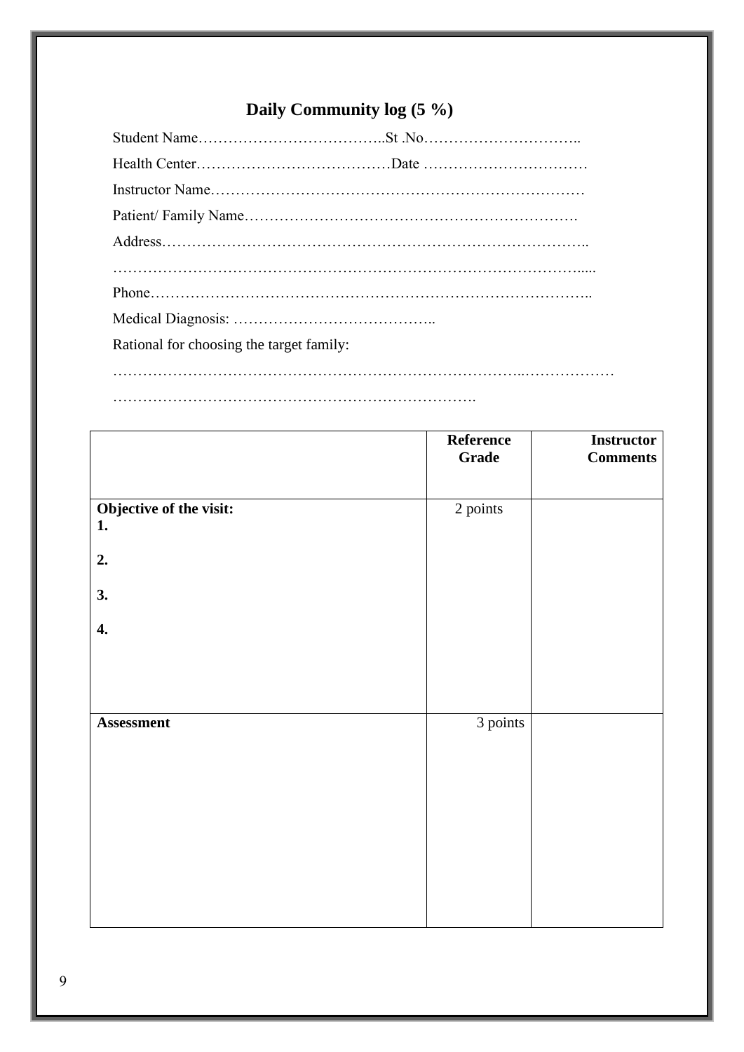## Daily Community log (5 %)

Student Name………………………………..St .No…………………………..

Health Center…………………………………Date ……………………………

Instructor Name…………………………………………………………………

Patient/ Family Name………………………………………………………….

Address…………………………………………………………………………..

…………………………………………………………………………………....

Phone……………………………………………………………………………..

Medical Diagnosis: …………………………………..

Rational for choosing the target family:

………………………………………………………………………..………………

……………………………………………………………….

| | Reference Grade | Instructor Comments |
|---|---|---|
| **Objective of the visit:**<br>**1.**<br>**2.**<br>**3.**<br>**4.** | 2 points | |
| **Assessment** | 3 points | |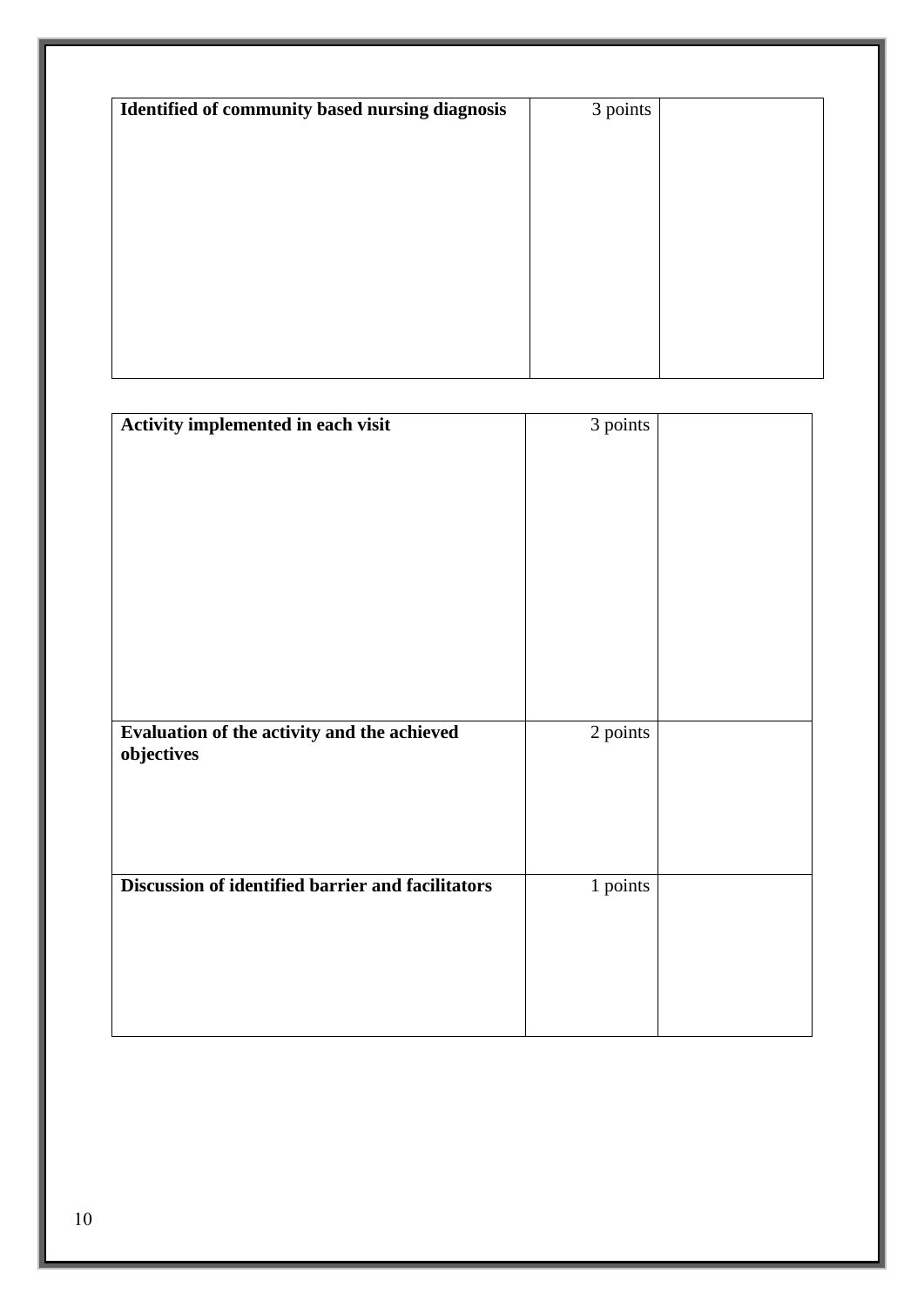| Identified of community based nursing diagnosis | 3 points | |
|---|---|---|

| Activity implemented in each visit | 3 points | |
|---|---|---|
| **Evaluation of the activity and the achieved objectives** | 2 points | |
| **Discussion of identified barrier and facilitators** | 1 points | |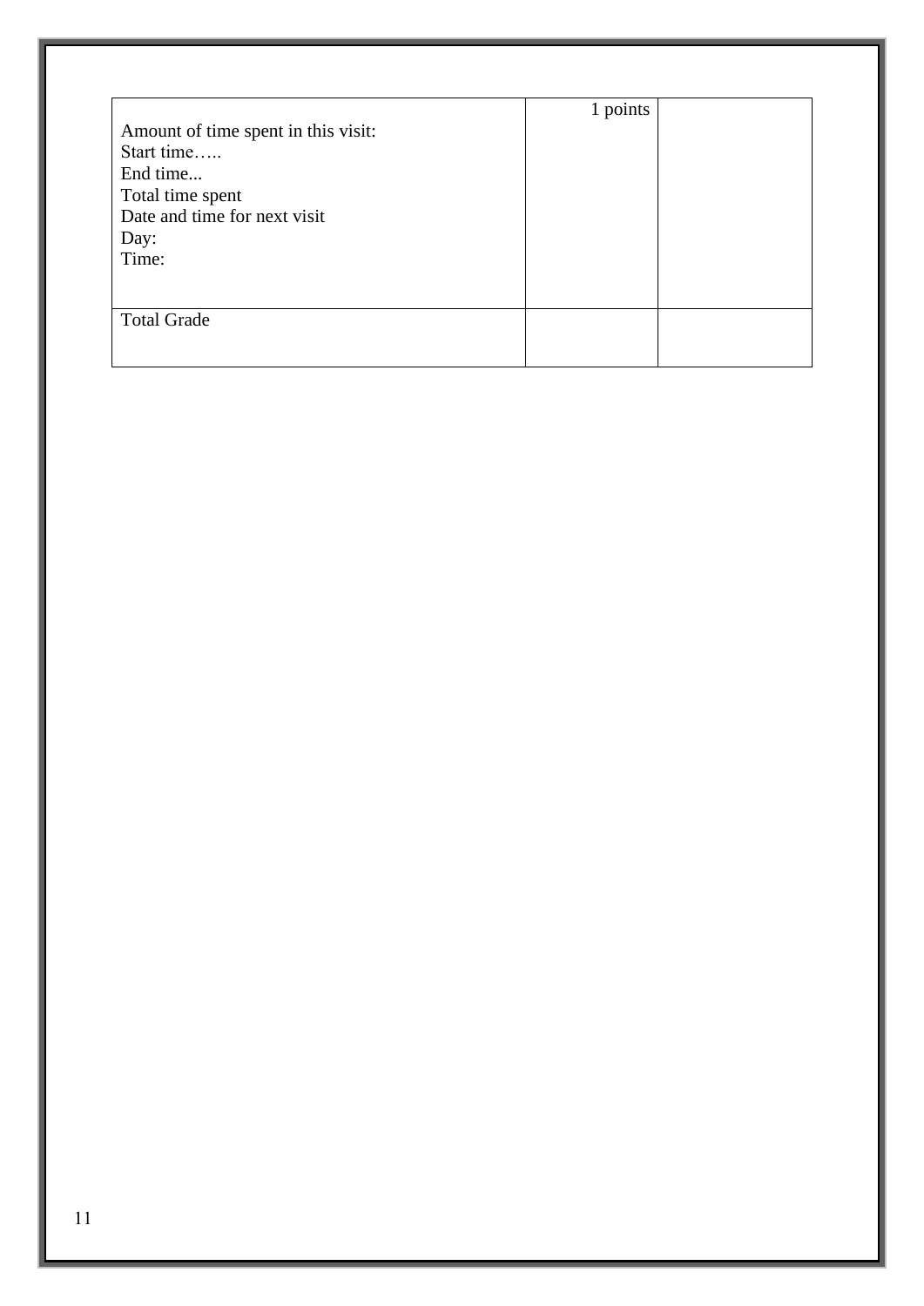| Amount of time spent in this visit:<br>Start time…..<br>End time...<br>Total time spent<br>Date and time for next visit<br>Day:<br>Time: | 1 points | |
|---|---|---|
| Total Grade | | |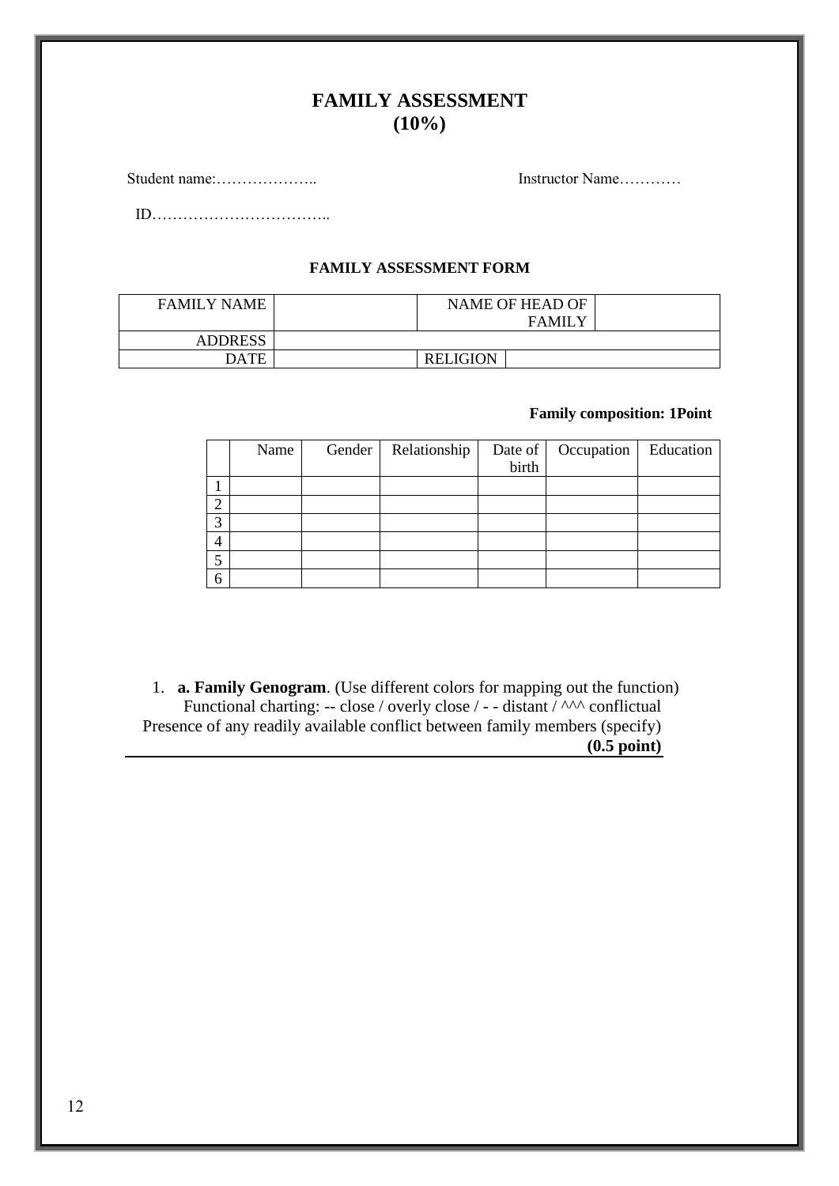# FAMILY ASSESSMENT
# (10%)

Student name:……………….. Instructor Name…………

ID……………………………..

### FAMILY ASSESSMENT FORM

| FAMILY NAME | | NAME OF HEAD OF FAMILY | |
|---|---|---|---|
| ADDRESS | | | |
| DATE | | RELIGION | |

**Family composition: 1Point**

| | Name | Gender | Relationship | Date of birth | Occupation | Education |
|---|---|---|---|---|---|---|
| 1 | | | | | | |
| 2 | | | | | | |
| 3 | | | | | | |
| 4 | | | | | | |
| 5 | | | | | | |
| 6 | | | | | | |

1. **a. Family Genogram**. (Use different colors for mapping out the function)
   Functional charting: -- close / overly close / - - distant / ^^^ conflictual
   Presence of any readily available conflict between family members (specify)
   **(0.5 point)**

---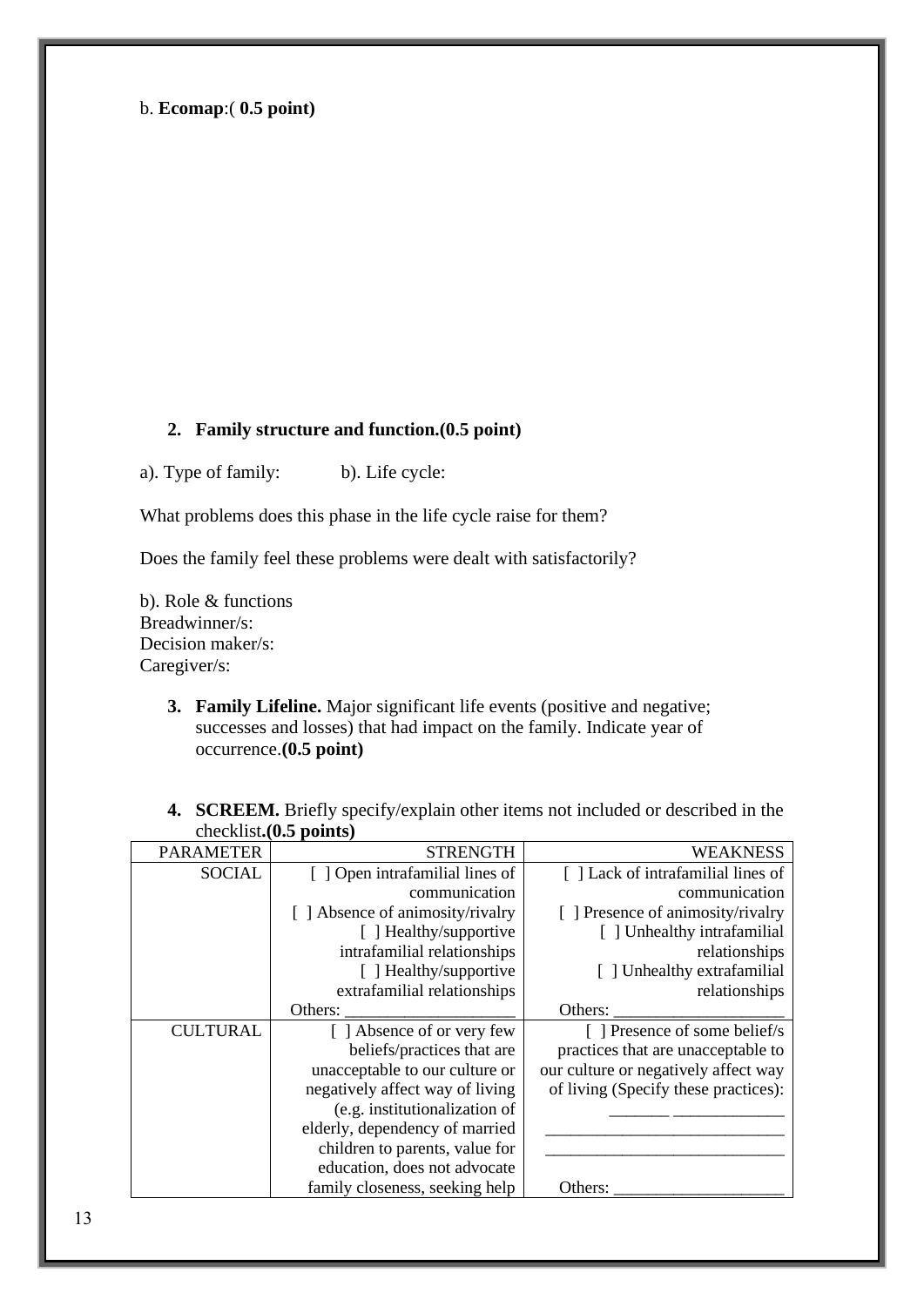b. **Ecomap**:( **0.5 point)**

2. **Family structure and function.(0.5 point)**

a). Type of family: b). Life cycle:

What problems does this phase in the life cycle raise for them?

Does the family feel these problems were dealt with satisfactorily?

b). Role & functions
Breadwinner/s:
Decision maker/s:
Caregiver/s:

3. **Family Lifeline.** Major significant life events (positive and negative; successes and losses) that had impact on the family. Indicate year of occurrence.**(0.5 point)**

4. **SCREEM.** Briefly specify/explain other items not included or described in the checklist**.(0.5 points)**

| PARAMETER | STRENGTH | WEAKNESS |
|---|---|---|
| SOCIAL | [ ] Open intrafamilial lines of communication<br>[ ] Absence of animosity/rivalry<br>[ ] Healthy/supportive intrafamilial relationships<br>[ ] Healthy/supportive extrafamilial relationships<br>Others: ____________________ | [ ] Lack of intrafamilial lines of communication<br>[ ] Presence of animosity/rivalry<br>[ ] Unhealthy intrafamilial relationships<br>[ ] Unhealthy extrafamilial relationships<br>Others: ____________________ |
| CULTURAL | [ ] Absence of or very few beliefs/practices that are unacceptable to our culture or negatively affect way of living (e.g. institutionalization of elderly, dependency of married children to parents, value for education, does not advocate family closeness, seeking help | [ ] Presence of some belief/s practices that are unacceptable to our culture or negatively affect way of living (Specify these practices): _______ _____________<br>____________________________<br>____________________________<br>Others: ____________________ |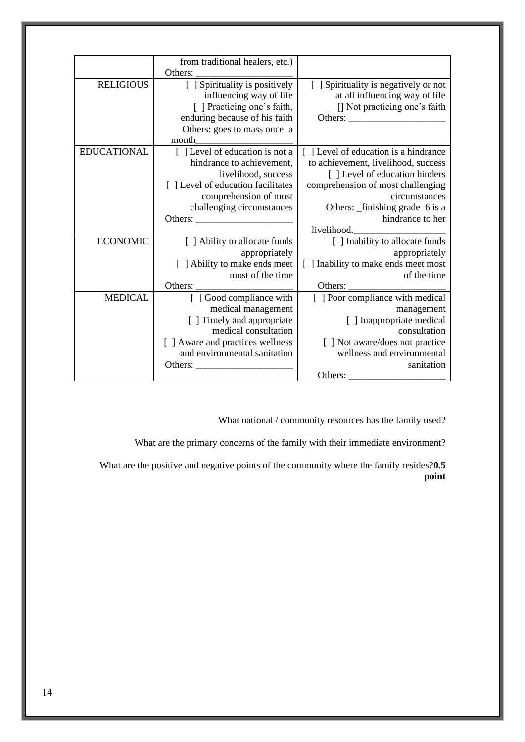|  |  |  |
| --- | --- | --- |
|  | from traditional healers, etc.) Others: ____________________ |  |
| RELIGIOUS | [ ] Spirituality is positively influencing way of life [ ] Practicing one's faith, enduring because of his faith Others: goes to mass once a month____________________ | [ ] Spirituality is negatively or not at all influencing way of life [] Not practicing one's faith Others: ____________________ |
| EDUCATIONAL | [ ] Level of education is not a hindrance to achievement, livelihood, success [ ] Level of education facilitates comprehension of most challenging circumstances Others: ____________________ | [ ] Level of education is a hindrance to achievement, livelihood, success [ ] Level of education hinders comprehension of most challenging circumstances Others: _finishing grade 6 is a hindrance to her livelihood.____________________ |
| ECONOMIC | [ ] Ability to allocate funds appropriately [ ] Ability to make ends meet most of the time Others: ____________________ | [ ] Inability to allocate funds appropriately [ ] Inability to make ends meet most of the time Others: ____________________ |
| MEDICAL | [ ] Good compliance with medical management [ ] Timely and appropriate medical consultation [ ] Aware and practices wellness and environmental sanitation Others: ____________________ | [ ] Poor compliance with medical management [ ] Inappropriate medical consultation [ ] Not aware/does not practice wellness and environmental sanitation Others: ____________________ |

What national / community resources has the family used?

What are the primary concerns of the family with their immediate environment?

What are the positive and negative points of the community where the family resides?**0.5 point**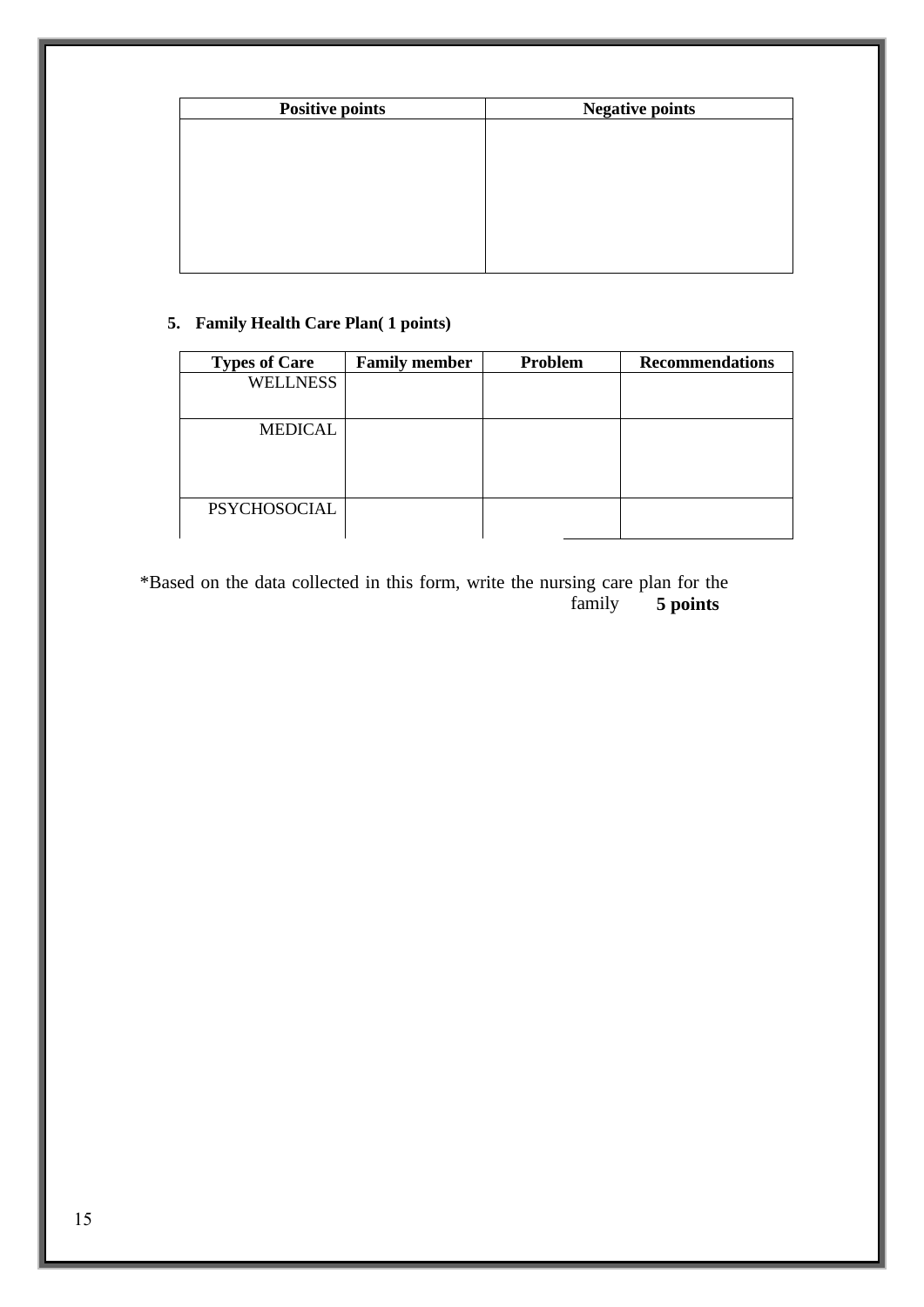| Positive points | Negative points |
| --- | --- |
| | |

**5. Family Health Care Plan( 1 points)**

| Types of Care | Family member | Problem | Recommendations |
| --- | --- | --- | --- |
| WELLNESS | | | |
| MEDICAL | | | |
| PSYCHOSOCIAL | | | |

*Based on the data collected in this form, write the nursing care plan for the family **5 points**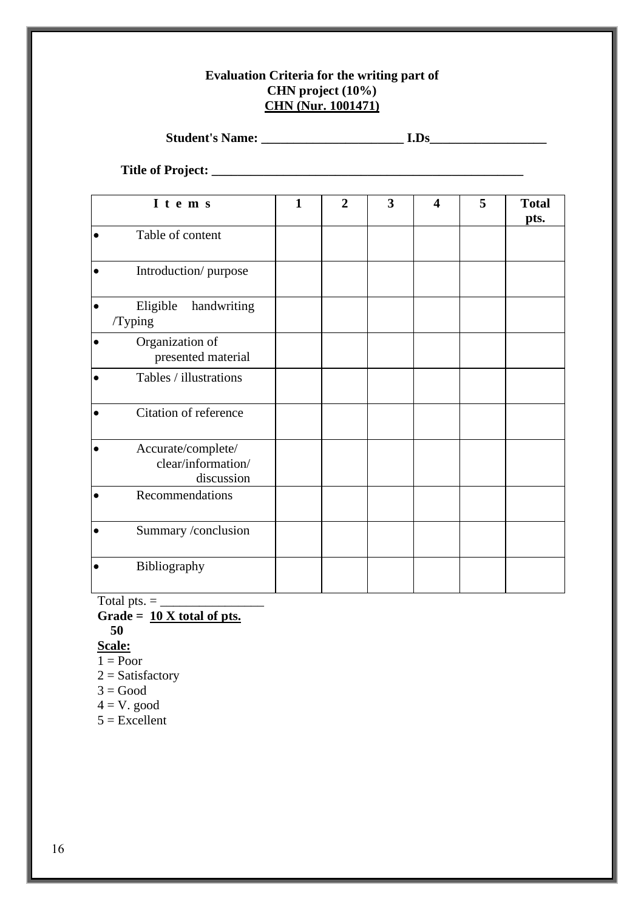**Evaluation Criteria for the writing part of CHN project (10%)**
**CHN (Nur. 1001471)**

**Student's Name: ______________________ I.Ds__________________**

**Title of Project: ______________________________________________**

| I t e m s | 1 | 2 | 3 | 4 | 5 | Total pts. |
|---|---|---|---|---|---|---|
| • Table of content | | | | | | |
| • Introduction/ purpose | | | | | | |
| • Eligible handwriting /Typing | | | | | | |
| • Organization of presented material | | | | | | |
| • Tables / illustrations | | | | | | |
| • Citation of reference | | | | | | |
| • Accurate/complete/ clear/information/ discussion | | | | | | |
| • Recommendations | | | | | | |
| • Summary /conclusion | | | | | | |
| • Bibliography | | | | | | |

Total pts. = _______________

**Grade =** $\frac{10 \times \text{total of pts.}}{50}$

**Scale:**

1 = Poor
2 = Satisfactory
3 = Good
4 = V. good
5 = Excellent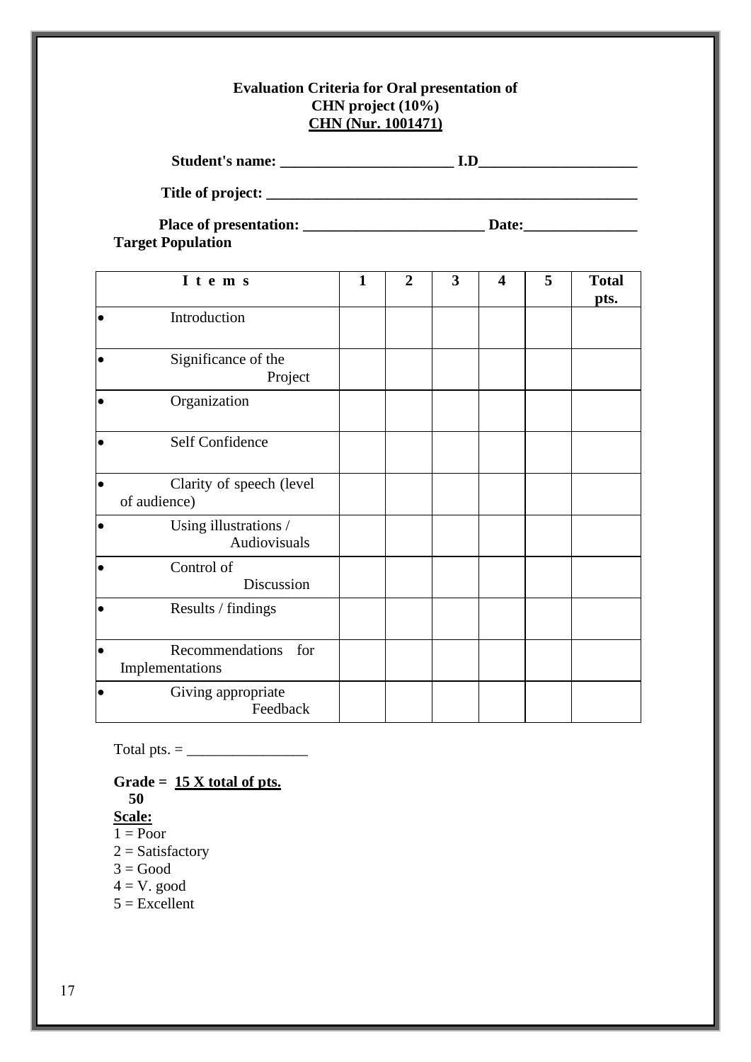**Evaluation Criteria for Oral presentation of CHN project (10%)**
**CHN (Nur. 1001471)**

**Student's name: _______________________ I.D_____________________**

**Title of project: __________________________________________________**

**Place of presentation: ________________________ Date:_______________**

**Target Population**

| Items | 1 | 2 | 3 | 4 | 5 | Total pts. |
|---|---|---|---|---|---|---|
| • Introduction | | | | | | |
| • Significance of the Project | | | | | | |
| • Organization | | | | | | |
| • Self Confidence | | | | | | |
| • Clarity of speech (level of audience) | | | | | | |
| • Using illustrations / Audiovisuals | | | | | | |
| • Control of Discussion | | | | | | |
| • Results / findings | | | | | | |
| • Recommendations for Implementations | | | | | | |
| • Giving appropriate Feedback | | | | | | |

Total pts. = _______________

**Grade = $\frac{15 \text{ X total of pts.}}{50}$**

**Scale:**

1 = Poor
2 = Satisfactory
3 = Good
4 = V. good
5 = Excellent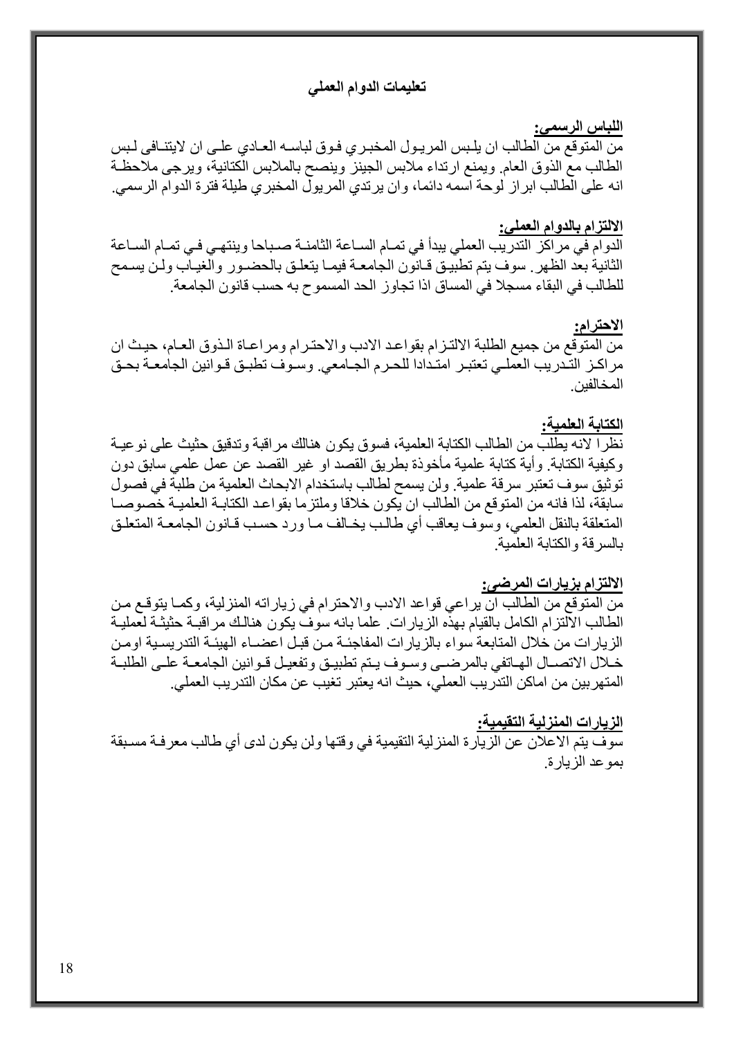## تعليمات الدوام العملي

**اللباس الرسمي:**

من المتوقع من الطالب ان يلبس المريول المخبري فوق لباسه العادي على ان لايتنافى لبس الطالب مع الذوق العام. ويمنع ارتداء ملابس الجينز وينصح بالملابس الكتانية، ويرجى ملاحظة انه على الطالب ابراز لوحة اسمه دائما، وان يرتدي المريول المخبري طيلة فترة الدوام الرسمي.

**الالتزام بالدوام العملي:**

الدوام في مراكز التدريب العملي يبدأ في تمام الساعة الثامنة صباحا وينتهي في تمام الساعة الثانية بعد الظهر. سوف يتم تطبيق قانون الجامعة فيما يتعلق بالحضور والغياب ولن يسمح للطالب في البقاء مسجلا في المساق اذا تجاوز الحد المسموح به حسب قانون الجامعة.

**الاحترام:**

من المتوقع من جميع الطلبة الالتزام بقواعد الادب والاحترام ومراعاة الذوق العام، حيث ان مراكز التدريب العملي تعتبر امتدادا للحرم الجامعي. وسوف تطبق قوانين الجامعة بحق المخالفين.

**الكتابة العلمية:**

نظرا لانه يطلب من الطالب الكتابة العلمية، فسوق يكون هنالك مراقبة وتدقيق حثيث على نوعية وكيفية الكتابة. وأية كتابة علمية مأخوذة بطريق القصد او غير القصد عن عمل علمي سابق دون توثيق سوف تعتبر سرقة علمية. ولن يسمح لطالب باستخدام الابحاث العلمية من طلبة في فصول سابقة، لذا فانه من المتوقع من الطالب ان يكون خلاقا وملتزما بقواعد الكتابة العلمية خصوصا المتعلقة بالنقل العلمي، وسوف يعاقب أي طالب يخالف ما ورد حسب قانون الجامعة المتعلق بالسرقة والكتابة العلمية.

**الالتزام بزيارات المرضى:**

من المتوقع من الطالب ان يراعي قواعد الادب والاحترام في زياراته المنزلية، وكما يتوقع من الطالب الالتزام الكامل بالقيام بهذه الزيارات. علما بانه سوف يكون هنالك مراقبة حثيثة لعملية الزيارات من خلال المتابعة سواء بالزيارات المفاجئة من قبل اعضاء الهيئة التدريسية اومن خلال الاتصال الهاتفي بالمرضى وسوف يتم تطبيق وتفعيل قوانين الجامعة على الطلبة المتهربين من اماكن التدريب العملي، حيث انه يعتبر تغيب عن مكان التدريب العملي.

**الزيارات المنزلية التقيمية:**

سوف يتم الاعلان عن الزيارة المنزلية التقيمية في وقتها ولن يكون لدى أي طالب معرفة مسبقة بموعد الزيارة.